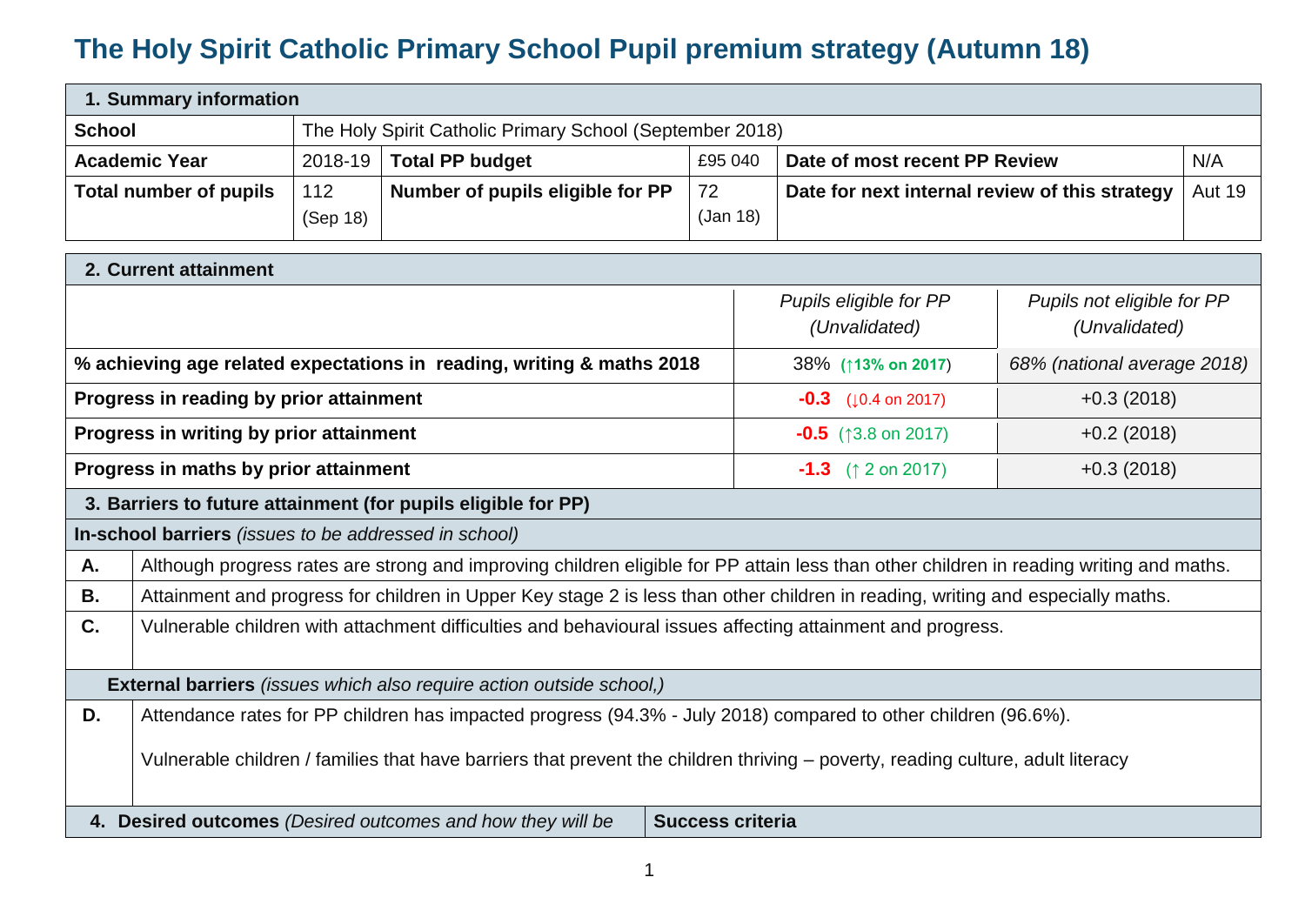# The Holy Spirit Catholic Primary School Pupil premium strategy (Autumn 18)

| **1. Summary information** | | | | | |
|---|---|---|---|---|---|
| **School** | The Holy Spirit Catholic Primary School (September 2018) | | | | |
| **Academic Year** | 2018-19 | **Total PP budget** | £95 040 | **Date of most recent PP Review** | N/A |
| **Total number of pupils** | 112 (Sep 18) | **Number of pupils eligible for PP** | 72 (Jan 18) | **Date for next internal review of this strategy** | Aut 19 |

| **2. Current attainment** | | |
|---|---|---|
| | *Pupils eligible for PP (Unvalidated)* | *Pupils not eligible for PP (Unvalidated)* |
| **% achieving age related expectations in reading, writing & maths 2018** | 38% (↑**13% on 2017**) | *68% (national average 2018)* |
| **Progress in reading by prior attainment** | **-0.3** (↓0.4 on 2017) | +0.3 (2018) |
| **Progress in writing by prior attainment** | **-0.5** (↑3.8 on 2017) | +0.2 (2018) |
| **Progress in maths by prior attainment** | **-1.3** (↑ 2 on 2017) | +0.3 (2018) |

| **3. Barriers to future attainment (for pupils eligible for PP)** | |
|---|---|
| **In-school barriers** *(issues to be addressed in school)* | |
| **A.** | Although progress rates are strong and improving children eligible for PP attain less than other children in reading writing and maths. |
| **B.** | Attainment and progress for children in Upper Key stage 2 is less than other children in reading, writing and especially maths. |
| **C.** | Vulnerable children with attachment difficulties and behavioural issues affecting attainment and progress. |
| **External barriers** *(issues which also require action outside school,)* | |
| **D.** | Attendance rates for PP children has impacted progress (94.3% - July 2018) compared to other children (96.6%).<br><br>Vulnerable children / families that have barriers that prevent the children thriving – poverty, reading culture, adult literacy |

| **4. Desired outcomes** *(Desired outcomes and how they will be* | **Success criteria** |
|---|---|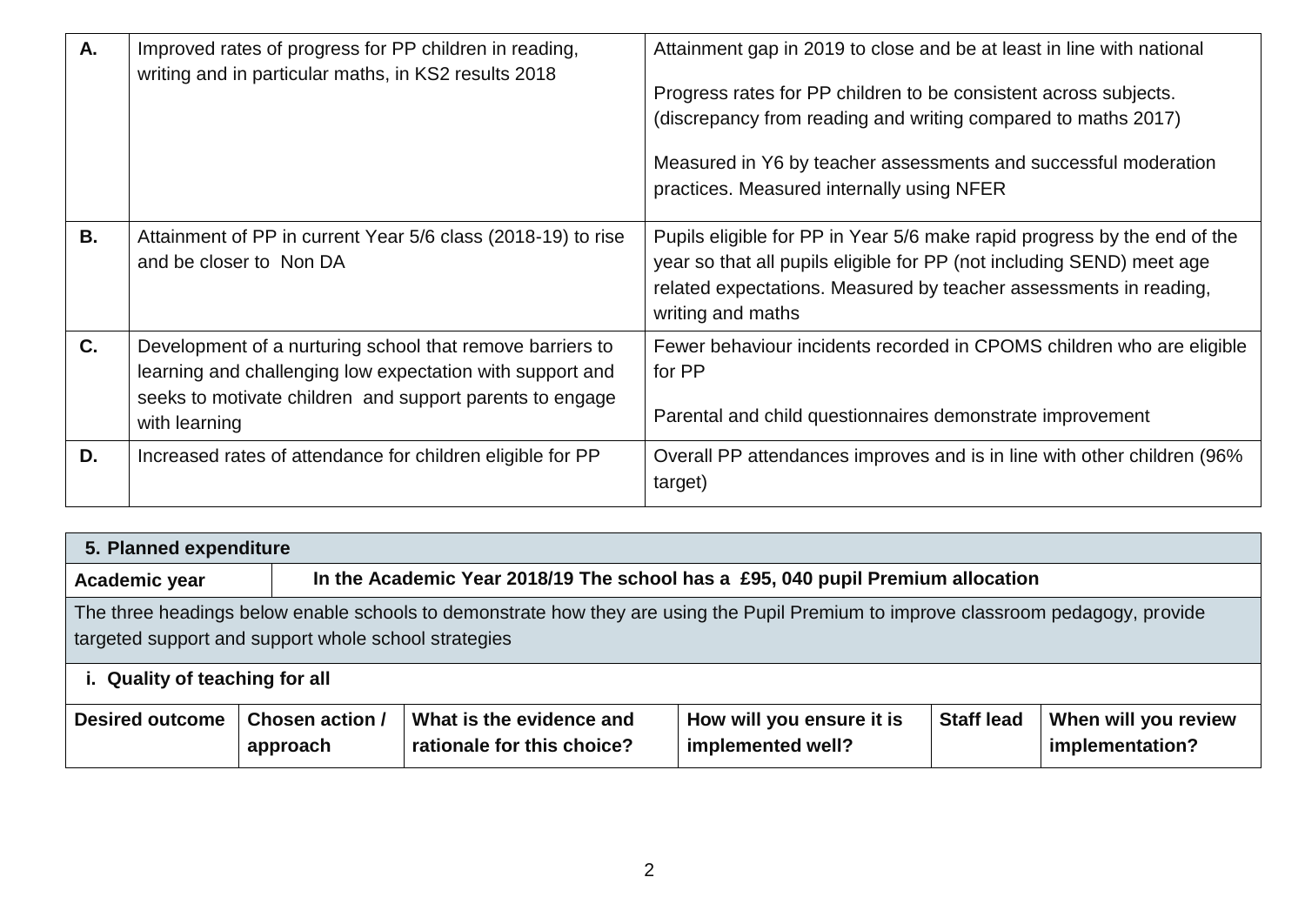| | | |
|---|---|---|
| **A.** | Improved rates of progress for PP children in reading, writing and in particular maths, in KS2 results 2018 | Attainment gap in 2019 to close and be at least in line with national<br><br>Progress rates for PP children to be consistent across subjects. (discrepancy from reading and writing compared to maths 2017)<br><br>Measured in Y6 by teacher assessments and successful moderation practices. Measured internally using NFER |
| **B.** | Attainment of PP in current Year 5/6 class (2018-19) to rise and be closer to Non DA | Pupils eligible for PP in Year 5/6 make rapid progress by the end of the year so that all pupils eligible for PP (not including SEND) meet age related expectations. Measured by teacher assessments in reading, writing and maths |
| **C.** | Development of a nurturing school that remove barriers to learning and challenging low expectation with support and seeks to motivate children and support parents to engage with learning | Fewer behaviour incidents recorded in CPOMS children who are eligible for PP<br><br>Parental and child questionnaires demonstrate improvement |
| **D.** | Increased rates of attendance for children eligible for PP | Overall PP attendances improves and is in line with other children (96% target) |

| **5. Planned expenditure** | | | | | |
|---|---|---|---|---|---|
| **Academic year** | **In the Academic Year 2018/19 The school has a £95, 040 pupil Premium allocation** | | | | |
| The three headings below enable schools to demonstrate how they are using the Pupil Premium to improve classroom pedagogy, provide targeted support and support whole school strategies | | | | | |
| **i. Quality of teaching for all** | | | | | |
| **Desired outcome** | **Chosen action / approach** | **What is the evidence and rationale for this choice?** | **How will you ensure it is implemented well?** | **Staff lead** | **When will you review implementation?** |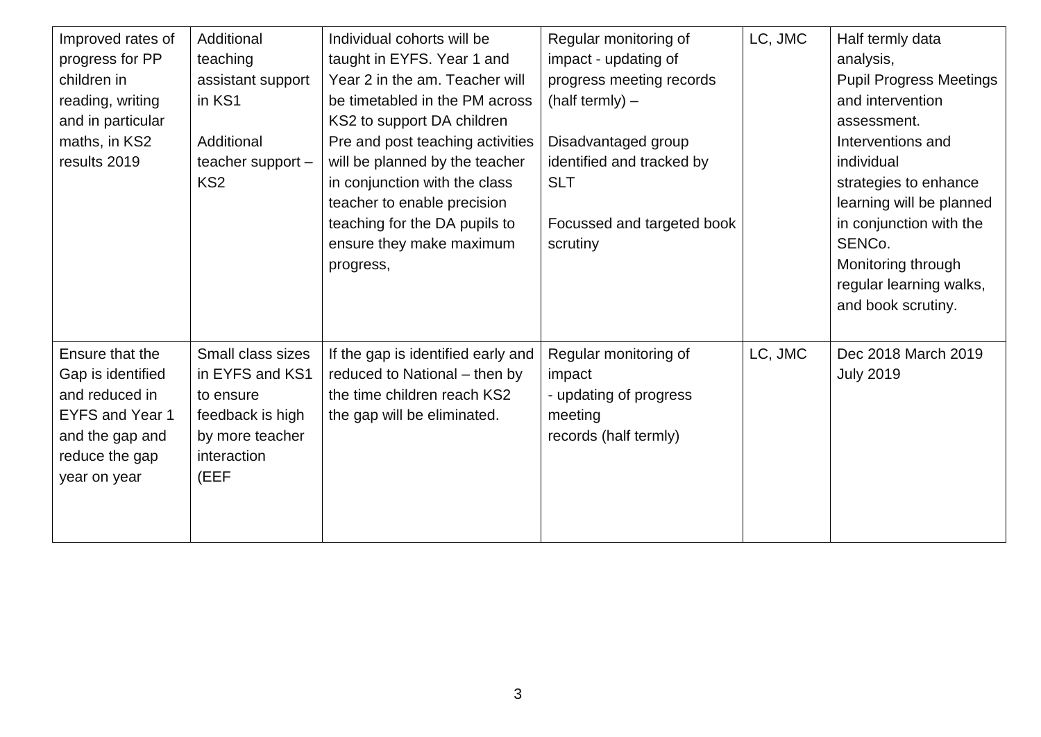| Improved rates of progress for PP children in reading, writing and in particular maths, in KS2 results 2019 | Additional teaching assistant support in KS1<br><br>Additional teacher support – KS2 | Individual cohorts will be taught in EYFS. Year 1 and Year 2 in the am. Teacher will be timetabled in the PM across KS2 to support DA children Pre and post teaching activities will be planned by the teacher in conjunction with the class teacher to enable precision teaching for the DA pupils to ensure they make maximum progress, | Regular monitoring of impact - updating of progress meeting records (half termly) –<br><br>Disadvantaged group identified and tracked by SLT<br><br>Focussed and targeted book scrutiny | LC, JMC | Half termly data analysis,<br>Pupil Progress Meetings and intervention assessment.<br>Interventions and individual strategies to enhance learning will be planned in conjunction with the SENCo.<br>Monitoring through regular learning walks, and book scrutiny. |
|---|---|---|---|---|---|
| Ensure that the Gap is identified and reduced in EYFS and Year 1 and the gap and reduce the gap year on year | Small class sizes in EYFS and KS1 to ensure feedback is high by more teacher interaction (EEF | If the gap is identified early and reduced to National – then by the time children reach KS2 the gap will be eliminated. | Regular monitoring of impact<br>- updating of progress meeting<br>records (half termly) | LC, JMC | Dec 2018 March 2019<br>July 2019 |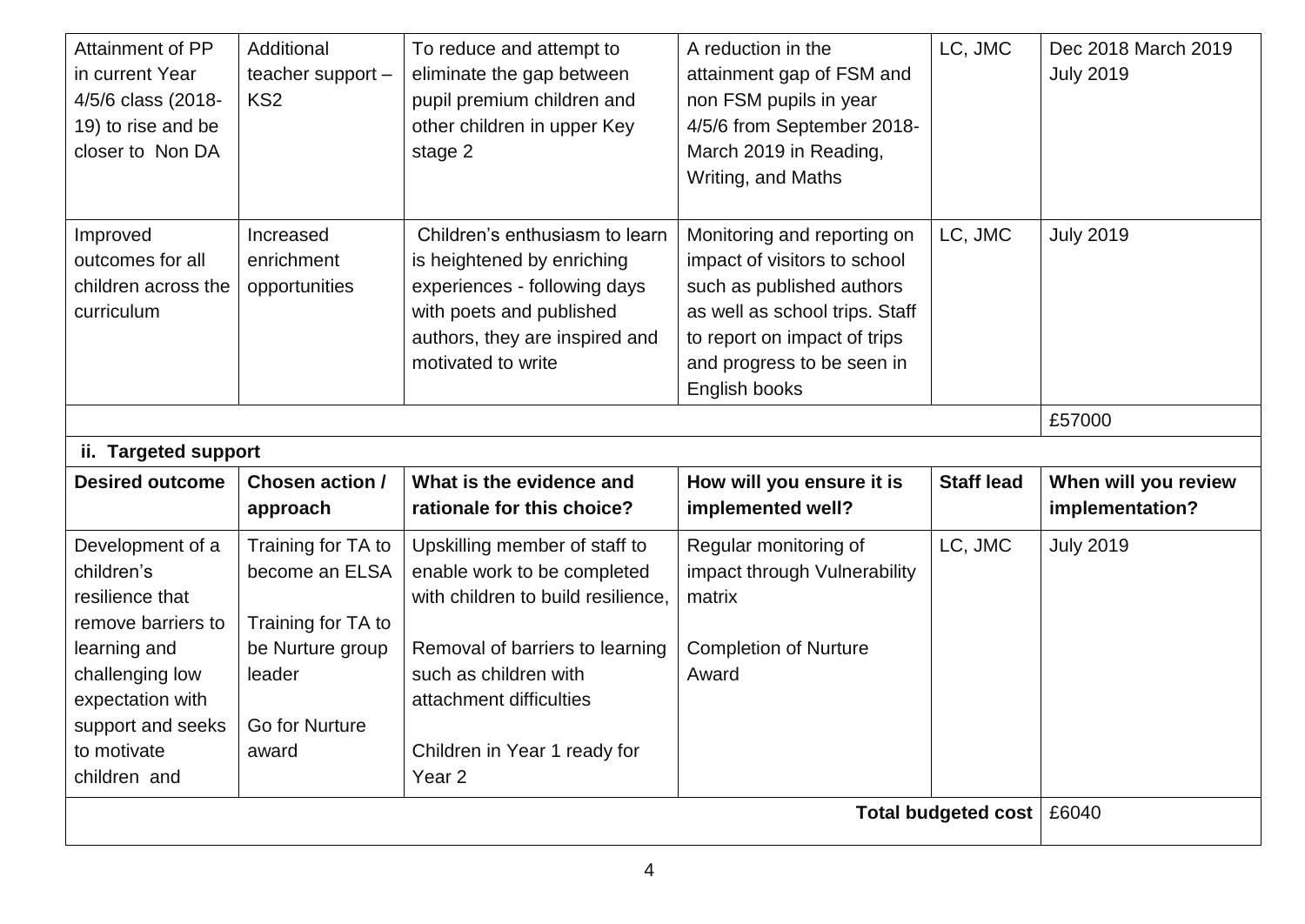| | | | | | |
|---|---|---|---|---|---|
| Attainment of PP in current Year 4/5/6 class (2018-19) to rise and be closer to Non DA | Additional teacher support – KS2 | To reduce and attempt to eliminate the gap between pupil premium children and other children in upper Key stage 2 | A reduction in the attainment gap of FSM and non FSM pupils in year 4/5/6 from September 2018-March 2019 in Reading, Writing, and Maths | LC, JMC | Dec 2018 March 2019 July 2019 |
| Improved outcomes for all children across the curriculum | Increased enrichment opportunities | Children's enthusiasm to learn is heightened by enriching experiences - following days with poets and published authors, they are inspired and motivated to write | Monitoring and reporting on impact of visitors to school such as published authors as well as school trips. Staff to report on impact of trips and progress to be seen in English books | LC, JMC | July 2019 |
| | | | | | £57000 |

**ii. Targeted support**

| Desired outcome | Chosen action / approach | What is the evidence and rationale for this choice? | How will you ensure it is implemented well? | Staff lead | When will you review implementation? |
|---|---|---|---|---|---|
| Development of a children's resilience that remove barriers to learning and challenging low expectation with support and seeks to motivate children and | Training for TA to become an ELSA<br><br>Training for TA to be Nurture group leader<br><br>Go for Nurture award | Upskilling member of staff to enable work to be completed with children to build resilience,<br><br>Removal of barriers to learning such as children with attachment difficulties<br><br>Children in Year 1 ready for Year 2 | Regular monitoring of impact through Vulnerability matrix<br><br>Completion of Nurture Award | LC, JMC | July 2019 |
| | | | | **Total budgeted cost** | £6040 |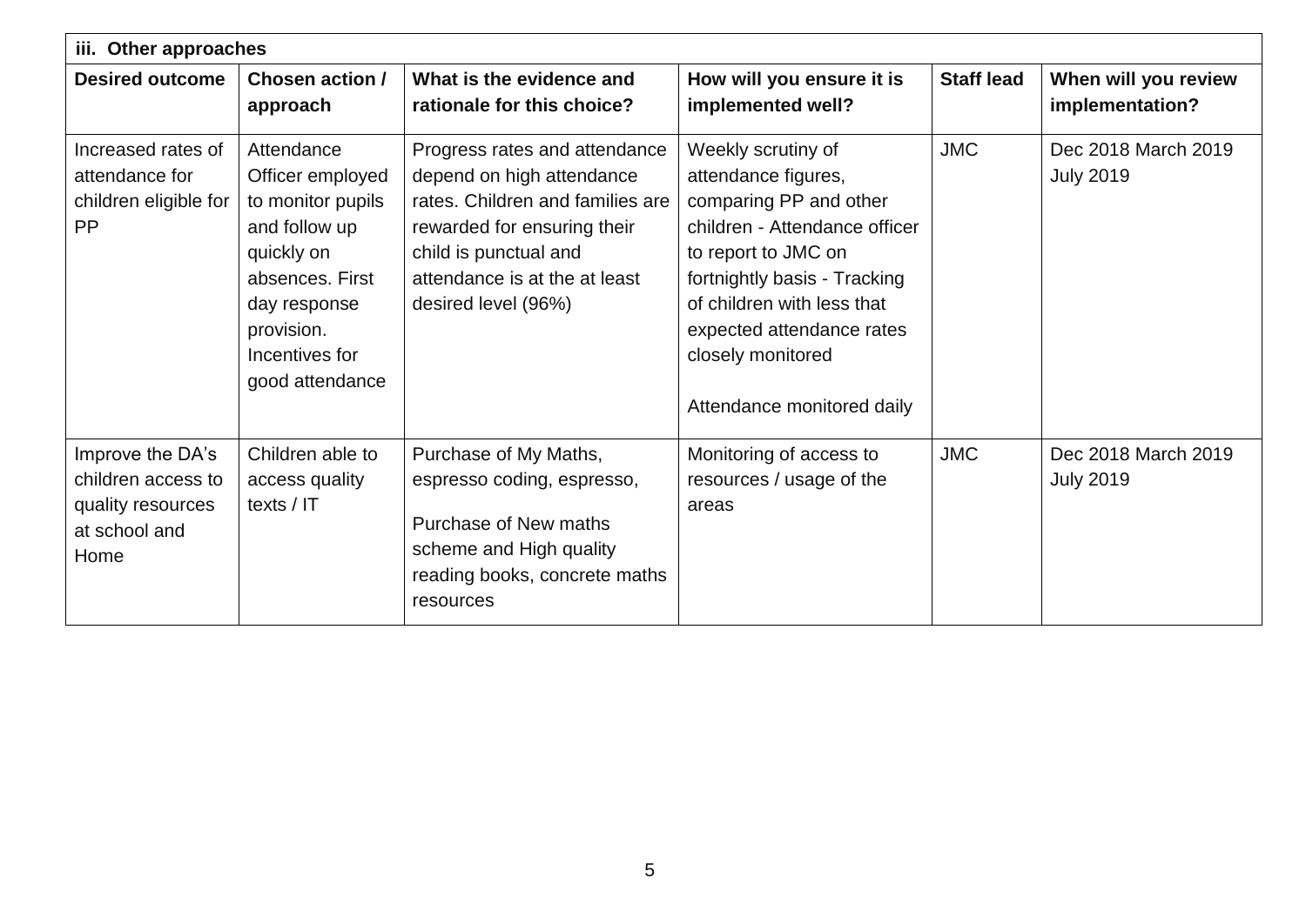| iii. Other approaches | | | | | |
|---|---|---|---|---|---|
| **Desired outcome** | **Chosen action / approach** | **What is the evidence and rationale for this choice?** | **How will you ensure it is implemented well?** | **Staff lead** | **When will you review implementation?** |
| Increased rates of attendance for children eligible for PP | Attendance Officer employed to monitor pupils and follow up quickly on absences. First day response provision. Incentives for good attendance | Progress rates and attendance depend on high attendance rates. Children and families are rewarded for ensuring their child is punctual and attendance is at the at least desired level (96%) | Weekly scrutiny of attendance figures, comparing PP and other children - Attendance officer to report to JMC on fortnightly basis - Tracking of children with less that expected attendance rates closely monitored<br><br>Attendance monitored daily | JMC | Dec 2018 March 2019 July 2019 |
| Improve the DA's children access to quality resources at school and Home | Children able to access quality texts / IT | Purchase of My Maths, espresso coding, espresso,<br><br>Purchase of New maths scheme and High quality reading books, concrete maths resources | Monitoring of access to resources / usage of the areas | JMC | Dec 2018 March 2019 July 2019 |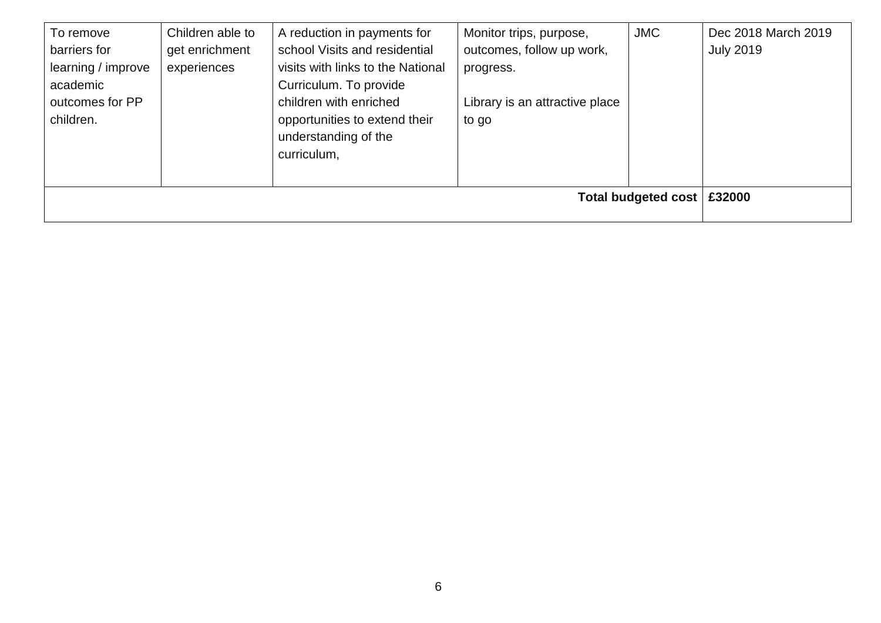| | | | | | |
|---|---|---|---|---|---|
| To remove barriers for learning / improve academic outcomes for PP children. | Children able to get enrichment experiences | A reduction in payments for school Visits and residential visits with links to the National Curriculum. To provide children with enriched opportunities to extend their understanding of the curriculum, | Monitor trips, purpose, outcomes, follow up work, progress.<br><br>Library is an attractive place to go | JMC | Dec 2018 March 2019 July 2019 |
| | | | | **Total budgeted cost** | **£32000** |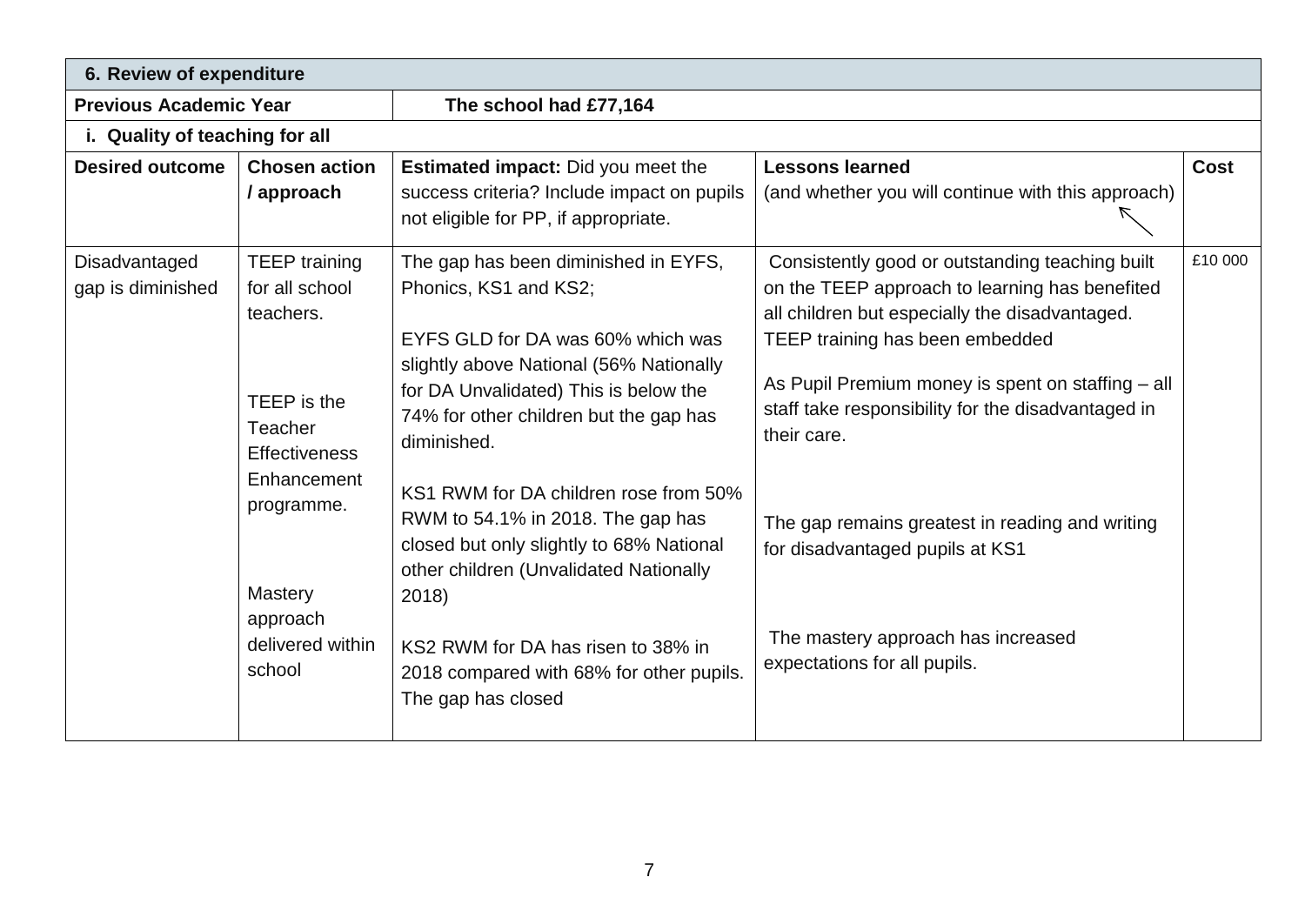| 6. Review of expenditure | | | | |
|---|---|---|---|---|
| **Previous Academic Year** | **The school had £77,164** | | | |
| **i. Quality of teaching for all** | | | | |
| **Desired outcome** | **Chosen action / approach** | **Estimated impact:** Did you meet the success criteria? Include impact on pupils not eligible for PP, if appropriate. | **Lessons learned** (and whether you will continue with this approach) | **Cost** |
| Disadvantaged gap is diminished | TEEP training for all school teachers.<br><br>TEEP is the Teacher Effectiveness Enhancement programme.<br><br>Mastery approach delivered within school | The gap has been diminished in EYFS, Phonics, KS1 and KS2;<br><br>EYFS GLD for DA was 60% which was slightly above National (56% Nationally for DA Unvalidated) This is below the 74% for other children but the gap has diminished.<br><br>KS1 RWM for DA children rose from 50% RWM to 54.1% in 2018. The gap has closed but only slightly to 68% National other children (Unvalidated Nationally 2018)<br><br>KS2 RWM for DA has risen to 38% in 2018 compared with 68% for other pupils. The gap has closed | Consistently good or outstanding teaching built on the TEEP approach to learning has benefited all children but especially the disadvantaged. TEEP training has been embedded<br><br>As Pupil Premium money is spent on staffing – all staff take responsibility for the disadvantaged in their care.<br><br>The gap remains greatest in reading and writing for disadvantaged pupils at KS1<br><br>The mastery approach has increased expectations for all pupils. | £10 000 |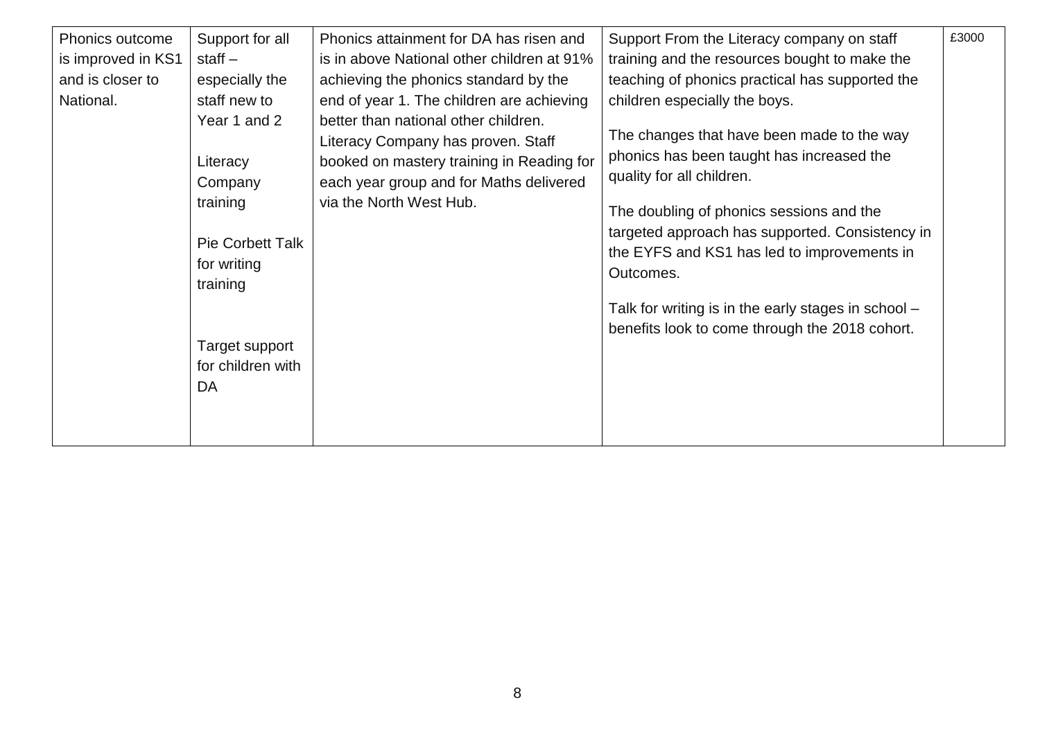| Phonics outcome is improved in KS1 and is closer to National. | Support for all staff – especially the staff new to Year 1 and 2<br><br>Literacy Company training<br><br>Pie Corbett Talk for writing training<br><br>Target support for children with DA | Phonics attainment for DA has risen and is in above National other children at 91% achieving the phonics standard by the end of year 1. The children are achieving better than national other children. Literacy Company has proven. Staff booked on mastery training in Reading for each year group and for Maths delivered via the North West Hub. | Support From the Literacy company on staff training and the resources bought to make the teaching of phonics practical has supported the children especially the boys.<br><br>The changes that have been made to the way phonics has been taught has increased the quality for all children.<br><br>The doubling of phonics sessions and the targeted approach has supported. Consistency in the EYFS and KS1 has led to improvements in Outcomes.<br><br>Talk for writing is in the early stages in school – benefits look to come through the 2018 cohort. | £3000 |
|---|---|---|---|---|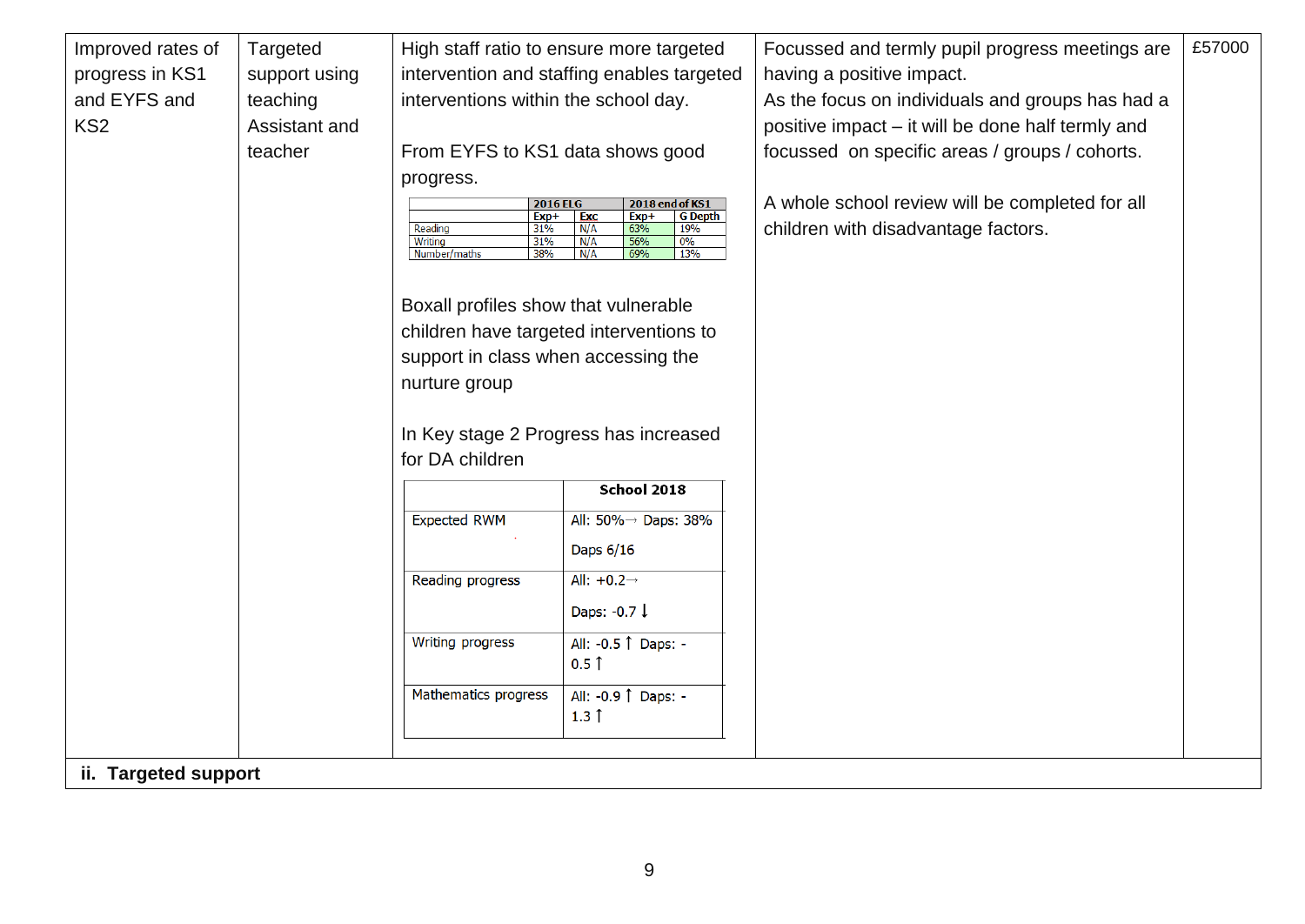| Improved rates of progress in KS1 and EYFS and KS2 | Targeted support using teaching Assistant and teacher | High staff ratio to ensure more targeted intervention and staffing enables targeted interventions within the school day.<br><br>From EYFS to KS1 data shows good progress.<br><br>(see table A below)<br><br>Boxall profiles show that vulnerable children have targeted interventions to support in class when accessing the nurture group<br><br>In Key stage 2 Progress has increased for DA children<br><br>(see table B below) | Focussed and termly pupil progress meetings are having a positive impact.<br>As the focus on individuals and groups has had a positive impact – it will be done half termly and focussed on specific areas / groups / cohorts.<br><br>A whole school review will be completed for all children with disadvantage factors. | £57000 |
|---|---|---|---|---|

Table A:

| | 2016 ELG | | 2018 end of KS1 | |
|---|---|---|---|---|
| | Exp+ | Exc | Exp+ | G Depth |
| Reading | 31% | N/A | 63% | 19% |
| Writing | 31% | N/A | 56% | 0% |
| Number/maths | 38% | N/A | 69% | 13% |

Table B:

| | School 2018 |
|---|---|
| Expected RWM | All: 50%→ Daps: 38%<br>Daps 6/16 |
| Reading progress | All: +0.2→<br>Daps: -0.7 ↓ |
| Writing progress | All: -0.5 ↑ Daps: -0.5 ↑ |
| Mathematics progress | All: -0.9 ↑ Daps: -1.3 ↑ |

**ii. Targeted support**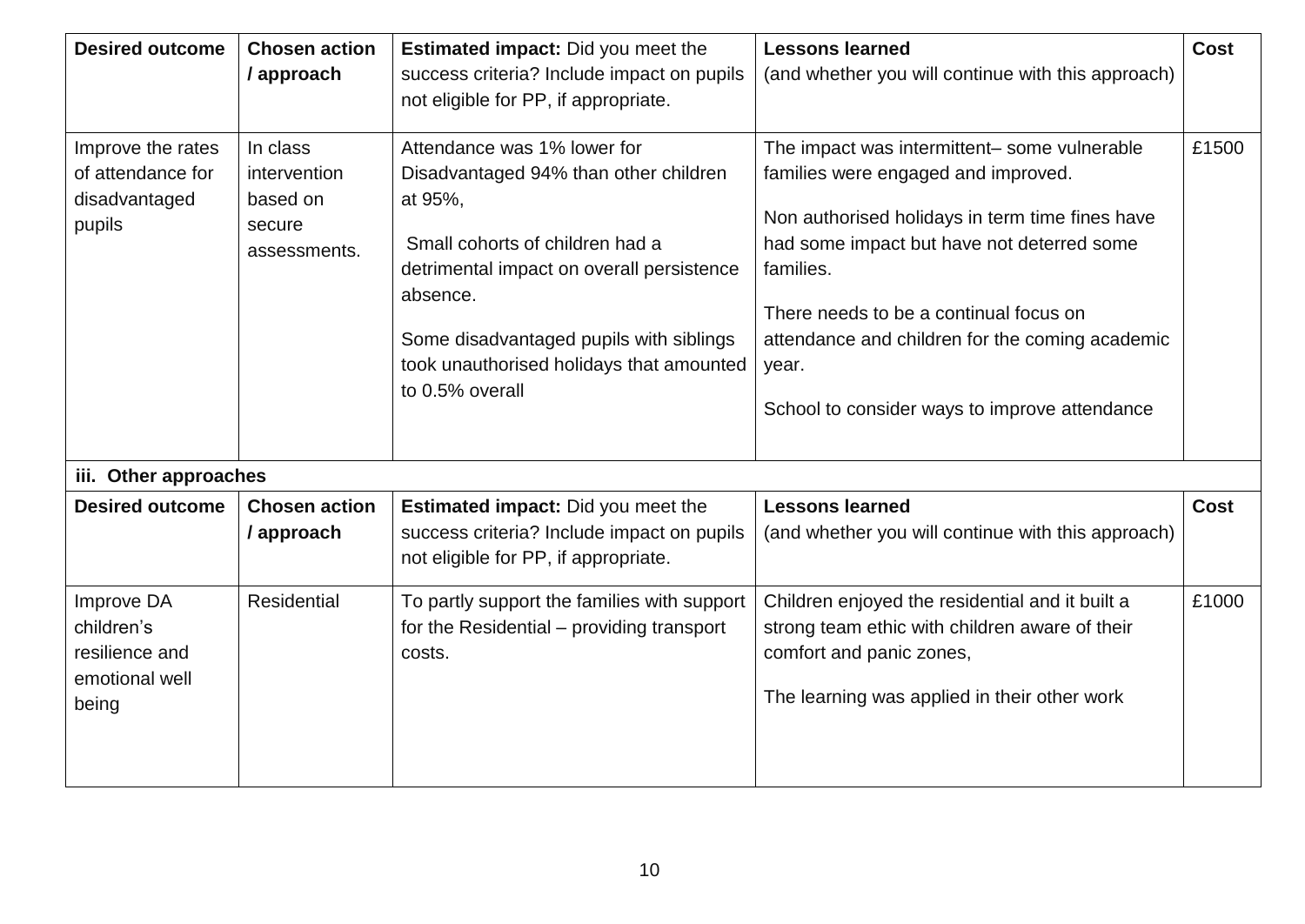| Desired outcome | Chosen action / approach | Estimated impact: Did you meet the success criteria? Include impact on pupils not eligible for PP, if appropriate. | Lessons learned (and whether you will continue with this approach) | Cost |
|---|---|---|---|---|
| Improve the rates of attendance for disadvantaged pupils | In class intervention based on secure assessments. | Attendance was 1% lower for Disadvantaged 94% than other children at 95%, <br><br> Small cohorts of children had a detrimental impact on overall persistence absence. <br><br> Some disadvantaged pupils with siblings took unauthorised holidays that amounted to 0.5% overall | The impact was intermittent– some vulnerable families were engaged and improved. <br><br> Non authorised holidays in term time fines have had some impact but have not deterred some families. <br><br> There needs to be a continual focus on attendance and children for the coming academic year. <br><br> School to consider ways to improve attendance | £1500 |

**iii. Other approaches**

| Desired outcome | Chosen action / approach | Estimated impact: Did you meet the success criteria? Include impact on pupils not eligible for PP, if appropriate. | Lessons learned (and whether you will continue with this approach) | Cost |
|---|---|---|---|---|
| Improve DA children's resilience and emotional well being | Residential | To partly support the families with support for the Residential – providing transport costs. | Children enjoyed the residential and it built a strong team ethic with children aware of their comfort and panic zones, <br><br> The learning was applied in their other work | £1000 |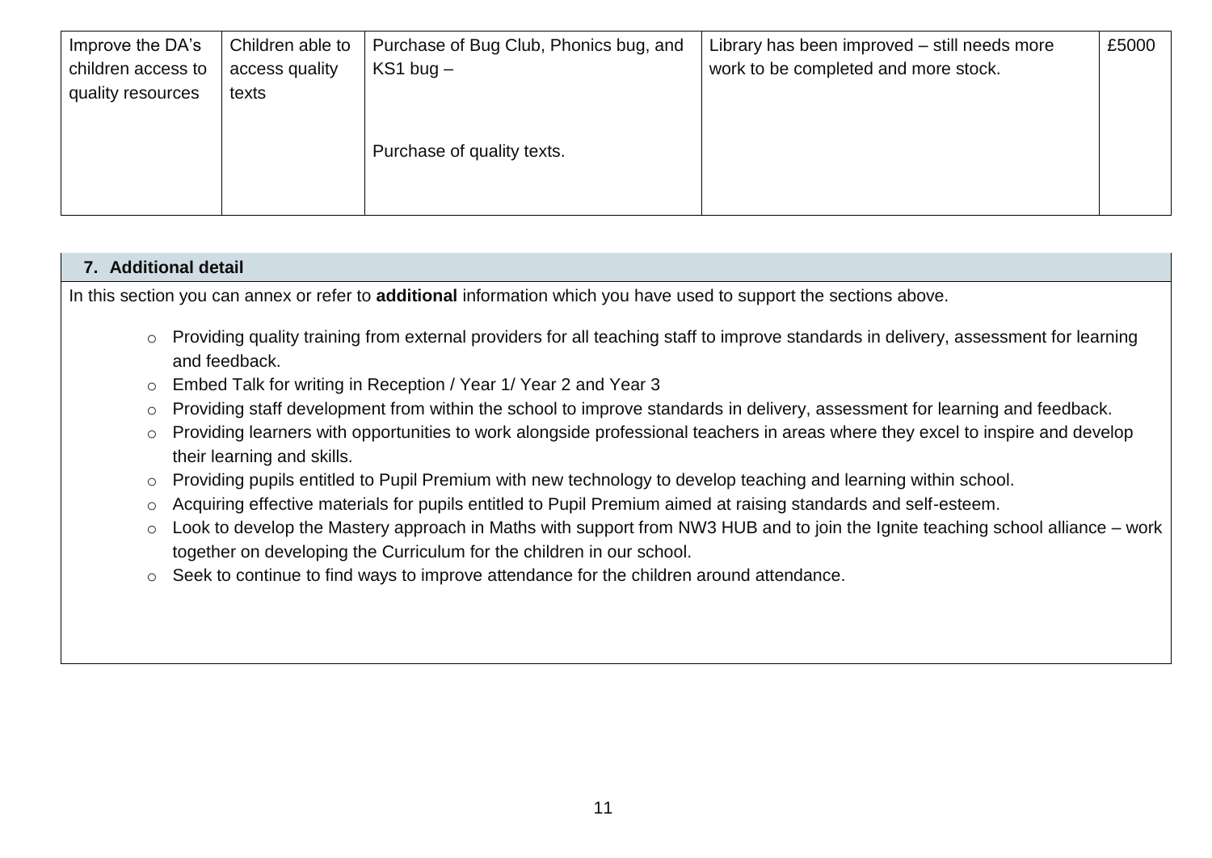| | | | | |
|---|---|---|---|---|
| Improve the DA's children access to quality resources | Children able to access quality texts | Purchase of Bug Club, Phonics bug, and KS1 bug –<br><br>Purchase of quality texts. | Library has been improved – still needs more work to be completed and more stock. | £5000 |

## 7. Additional detail

In this section you can annex or refer to **additional** information which you have used to support the sections above.

- Providing quality training from external providers for all teaching staff to improve standards in delivery, assessment for learning and feedback.
- Embed Talk for writing in Reception / Year 1/ Year 2 and Year 3
- Providing staff development from within the school to improve standards in delivery, assessment for learning and feedback.
- Providing learners with opportunities to work alongside professional teachers in areas where they excel to inspire and develop their learning and skills.
- Providing pupils entitled to Pupil Premium with new technology to develop teaching and learning within school.
- Acquiring effective materials for pupils entitled to Pupil Premium aimed at raising standards and self-esteem.
- Look to develop the Mastery approach in Maths with support from NW3 HUB and to join the Ignite teaching school alliance – work together on developing the Curriculum for the children in our school.
- Seek to continue to find ways to improve attendance for the children around attendance.